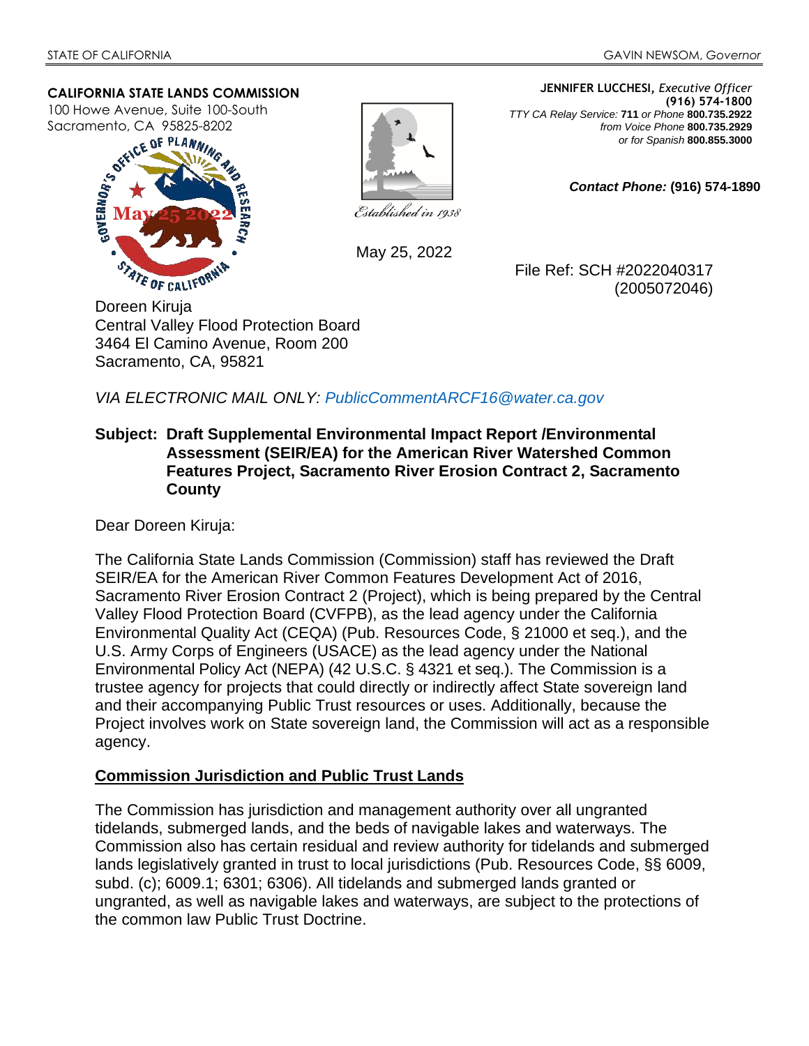STATE OF CALIFORNIA GAVIN NEWSOM, *Governor*

**CALIFORNIA STATE LANDS COMMISSION**
100 Howe Avenue, Suite 100-South
Sacramento, CA 95825-8202

**JENNIFER LUCCHESI,** *Executive Officer*
**(916) 574-1800**
*TTY CA Relay Service:* **711** *or Phone* **800.735.2922**
*from Voice Phone* **800.735.2929**
*or for Spanish* **800.855.3000**

***Contact Phone:*** **(916) 574-1890**

GOVERNOR'S OFFICE OF PLANNING AND RESEARCH
May 25 2022
STATE OF CALIFORNIA

*Established in 1938*

May 25, 2022

File Ref: SCH #2022040317
(2005072046)

Doreen Kiruja
Central Valley Flood Protection Board
3464 El Camino Avenue, Room 200
Sacramento, CA, 95821

*VIA ELECTRONIC MAIL ONLY: PublicCommentARCF16@water.ca.gov*

**Subject: Draft Supplemental Environmental Impact Report /Environmental Assessment (SEIR/EA) for the American River Watershed Common Features Project, Sacramento River Erosion Contract 2, Sacramento County**

Dear Doreen Kiruja:

The California State Lands Commission (Commission) staff has reviewed the Draft SEIR/EA for the American River Common Features Development Act of 2016, Sacramento River Erosion Contract 2 (Project), which is being prepared by the Central Valley Flood Protection Board (CVFPB), as the lead agency under the California Environmental Quality Act (CEQA) (Pub. Resources Code, § 21000 et seq.), and the U.S. Army Corps of Engineers (USACE) as the lead agency under the National Environmental Policy Act (NEPA) (42 U.S.C. § 4321 et seq.). The Commission is a trustee agency for projects that could directly or indirectly affect State sovereign land and their accompanying Public Trust resources or uses. Additionally, because the Project involves work on State sovereign land, the Commission will act as a responsible agency.

## Commission Jurisdiction and Public Trust Lands

The Commission has jurisdiction and management authority over all ungranted tidelands, submerged lands, and the beds of navigable lakes and waterways. The Commission also has certain residual and review authority for tidelands and submerged lands legislatively granted in trust to local jurisdictions (Pub. Resources Code, §§ 6009, subd. (c); 6009.1; 6301; 6306). All tidelands and submerged lands granted or ungranted, as well as navigable lakes and waterways, are subject to the protections of the common law Public Trust Doctrine.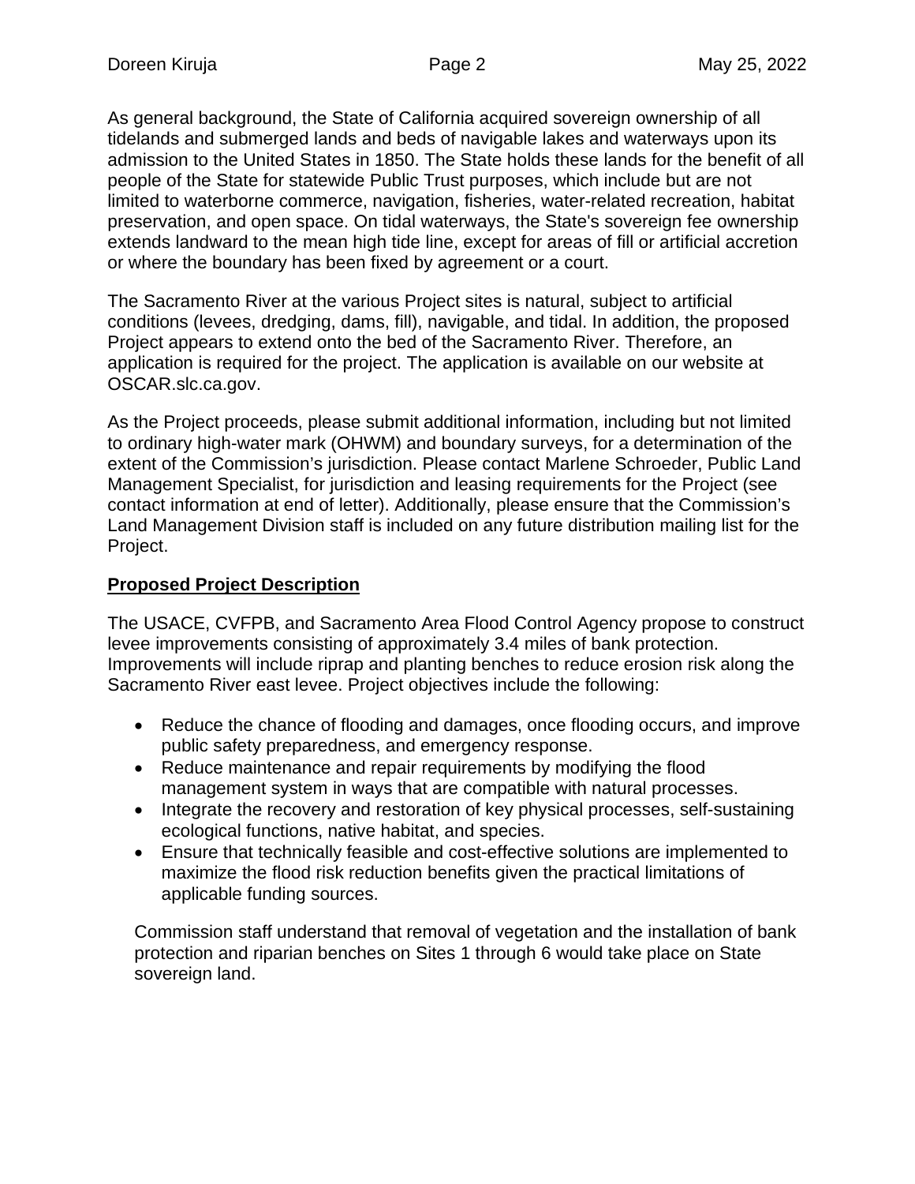As general background, the State of California acquired sovereign ownership of all tidelands and submerged lands and beds of navigable lakes and waterways upon its admission to the United States in 1850. The State holds these lands for the benefit of all people of the State for statewide Public Trust purposes, which include but are not limited to waterborne commerce, navigation, fisheries, water-related recreation, habitat preservation, and open space. On tidal waterways, the State's sovereign fee ownership extends landward to the mean high tide line, except for areas of fill or artificial accretion or where the boundary has been fixed by agreement or a court.

The Sacramento River at the various Project sites is natural, subject to artificial conditions (levees, dredging, dams, fill), navigable, and tidal. In addition, the proposed Project appears to extend onto the bed of the Sacramento River. Therefore, an application is required for the project. The application is available on our website at OSCAR.slc.ca.gov.

As the Project proceeds, please submit additional information, including but not limited to ordinary high-water mark (OHWM) and boundary surveys, for a determination of the extent of the Commission's jurisdiction. Please contact Marlene Schroeder, Public Land Management Specialist, for jurisdiction and leasing requirements for the Project (see contact information at end of letter). Additionally, please ensure that the Commission's Land Management Division staff is included on any future distribution mailing list for the Project.

## Proposed Project Description

The USACE, CVFPB, and Sacramento Area Flood Control Agency propose to construct levee improvements consisting of approximately 3.4 miles of bank protection. Improvements will include riprap and planting benches to reduce erosion risk along the Sacramento River east levee. Project objectives include the following:

- Reduce the chance of flooding and damages, once flooding occurs, and improve public safety preparedness, and emergency response.
- Reduce maintenance and repair requirements by modifying the flood management system in ways that are compatible with natural processes.
- Integrate the recovery and restoration of key physical processes, self-sustaining ecological functions, native habitat, and species.
- Ensure that technically feasible and cost-effective solutions are implemented to maximize the flood risk reduction benefits given the practical limitations of applicable funding sources.

Commission staff understand that removal of vegetation and the installation of bank protection and riparian benches on Sites 1 through 6 would take place on State sovereign land.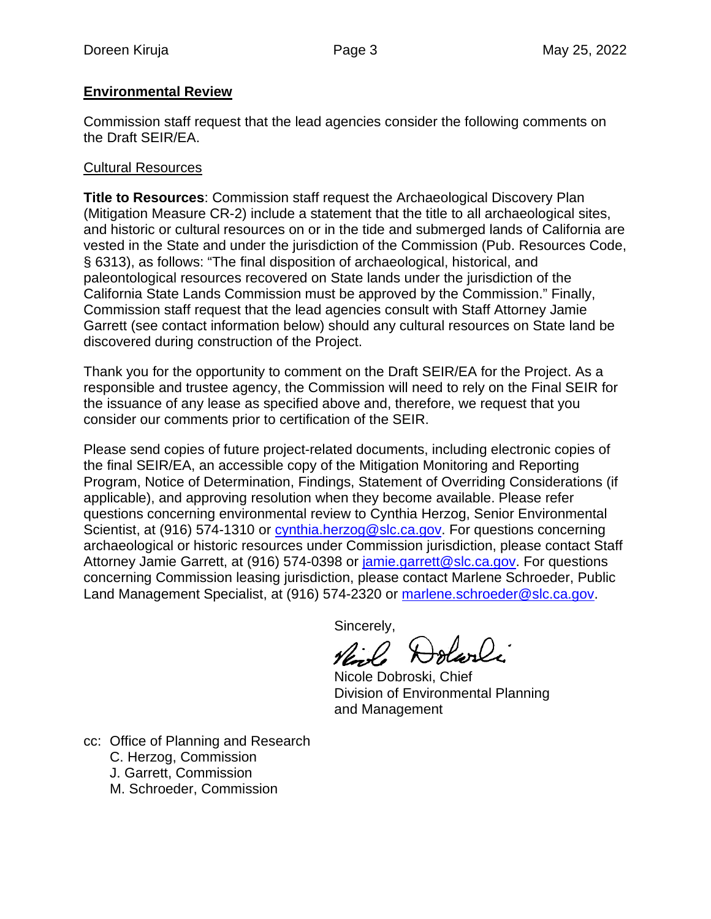**Environmental Review**

Commission staff request that the lead agencies consider the following comments on the Draft SEIR/EA.

Cultural Resources

**Title to Resources**: Commission staff request the Archaeological Discovery Plan (Mitigation Measure CR-2) include a statement that the title to all archaeological sites, and historic or cultural resources on or in the tide and submerged lands of California are vested in the State and under the jurisdiction of the Commission (Pub. Resources Code, § 6313), as follows: "The final disposition of archaeological, historical, and paleontological resources recovered on State lands under the jurisdiction of the California State Lands Commission must be approved by the Commission." Finally, Commission staff request that the lead agencies consult with Staff Attorney Jamie Garrett (see contact information below) should any cultural resources on State land be discovered during construction of the Project.

Thank you for the opportunity to comment on the Draft SEIR/EA for the Project. As a responsible and trustee agency, the Commission will need to rely on the Final SEIR for the issuance of any lease as specified above and, therefore, we request that you consider our comments prior to certification of the SEIR.

Please send copies of future project-related documents, including electronic copies of the final SEIR/EA, an accessible copy of the Mitigation Monitoring and Reporting Program, Notice of Determination, Findings, Statement of Overriding Considerations (if applicable), and approving resolution when they become available. Please refer questions concerning environmental review to Cynthia Herzog, Senior Environmental Scientist, at (916) 574-1310 or cynthia.herzog@slc.ca.gov. For questions concerning archaeological or historic resources under Commission jurisdiction, please contact Staff Attorney Jamie Garrett, at (916) 574-0398 or jamie.garrett@slc.ca.gov. For questions concerning Commission leasing jurisdiction, please contact Marlene Schroeder, Public Land Management Specialist, at (916) 574-2320 or marlene.schroeder@slc.ca.gov.

Sincerely,

Nicole Dobroski, Chief
Division of Environmental Planning and Management

cc: Office of Planning and Research
C. Herzog, Commission
J. Garrett, Commission
M. Schroeder, Commission